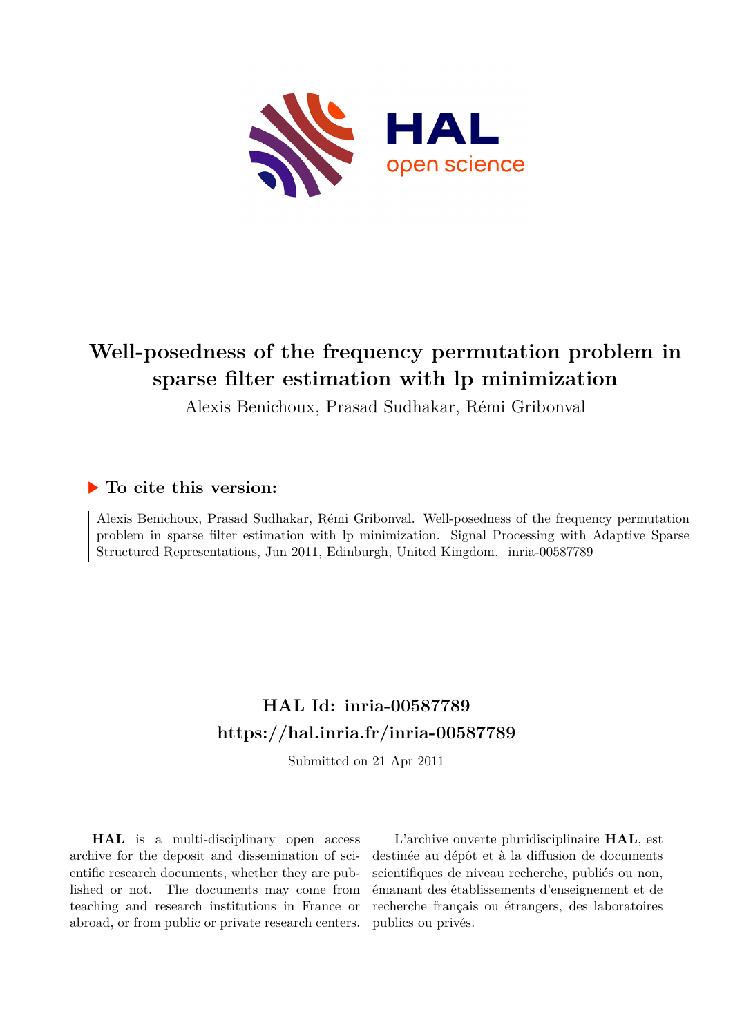# Well-posedness of the frequency permutation problem in sparse filter estimation with lp minimization

Alexis Benichoux, Prasad Sudhakar, Rémi Gribonval

## ▶ To cite this version:

Alexis Benichoux, Prasad Sudhakar, Rémi Gribonval. Well-posedness of the frequency permutation problem in sparse filter estimation with lp minimization. Signal Processing with Adaptive Sparse Structured Representations, Jun 2011, Edinburgh, United Kingdom. inria-00587789

## HAL Id: inria-00587789
## https://hal.inria.fr/inria-00587789

Submitted on 21 Apr 2011

**HAL** is a multi-disciplinary open access archive for the deposit and dissemination of scientific research documents, whether they are published or not. The documents may come from teaching and research institutions in France or abroad, or from public or private research centers.

L'archive ouverte pluridisciplinaire **HAL**, est destinée au dépôt et à la diffusion de documents scientifiques de niveau recherche, publiés ou non, émanant des établissements d'enseignement et de recherche français ou étrangers, des laboratoires publics ou privés.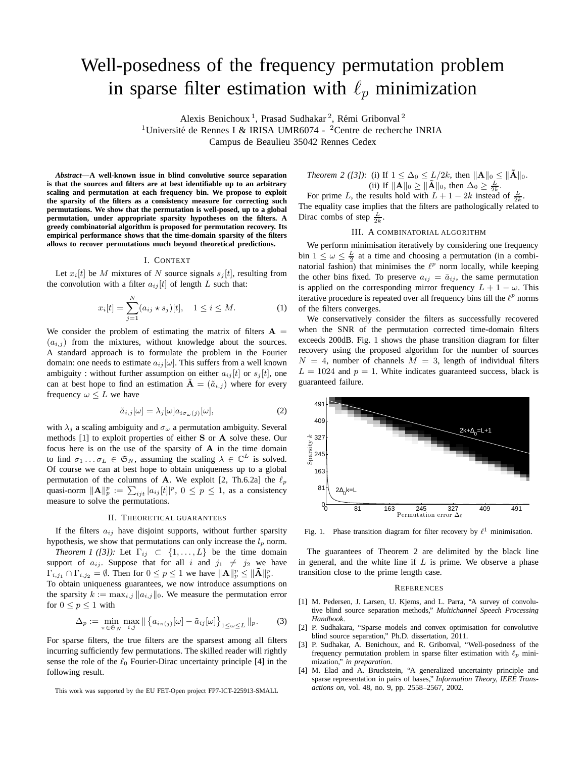# Well-posedness of the frequency permutation problem in sparse filter estimation with $\ell_p$ minimization

Alexis Benichoux [1], Prasad Sudhakar [2], Rémi Gribonval [2]
[1]Université de Rennes I & IRISA UMR6074 - [2]Centre de recherche INRIA
Campus de Beaulieu 35042 Rennes Cedex

***Abstract*—A well-known issue in blind convolutive source separation is that the sources and filters are at best identifiable up to an arbitrary scaling and permutation at each frequency bin. We propose to exploit the sparsity of the filters as a consistency measure for correcting such permutations. We show that the permutation is well-posed, up to a global permutation, under appropriate sparsity hypotheses on the filters. A greedy combinatorial algorithm is proposed for permutation recovery. Its empirical performance shows that the time-domain sparsity of the filters allows to recover permutations much beyond theoretical predictions.**

## I. Context

Let $x_i[t]$ be $M$ mixtures of $N$ source signals $s_j[t]$, resulting from the convolution with a filter $a_{ij}[t]$ of length $L$ such that:

$$x_i[t] = \sum_{j=1}^{N} (a_{ij} \star s_j)[t], \quad 1 \le i \le M. \tag{1}$$

We consider the problem of estimating the matrix of filters $\mathbf{A} = (a_{i,j})$ from the mixtures, without knowledge about the sources. A standard approach is to formulate the problem in the Fourier domain: one needs to estimate $a_{ij}[\omega]$. This suffers from a well known ambiguity : without further assumption on either $a_{ij}[t]$ or $s_j[t]$, one can at best hope to find an estimation $\tilde{\mathbf{A}} = (\tilde{a}_{i,j})$ where for every frequency $\omega \le L$ we have

$$\tilde{a}_{i,j}[\omega] = \lambda_j[\omega] a_{i\sigma_\omega(j)}[\omega], \tag{2}$$

with $\lambda_j$ a scaling ambiguity and $\sigma_\omega$ a permutation ambiguity. Several methods [1] to exploit properties of either $\mathbf{S}$ or $\mathbf{A}$ solve these. Our focus here is on the use of the sparsity of $\mathbf{A}$ in the time domain to find $\sigma_1 \ldots \sigma_L \in \mathfrak{S}_N$, assuming the scaling $\lambda \in \mathbb{C}^L$ is solved. Of course we can at best hope to obtain uniqueness up to a global permutation of the columns of $\mathbf{A}$. We exploit [2, Th.6.2a] the $\ell_p$ quasi-norm $\|\mathbf{A}\|_p^p := \sum_{ijt} |a_{ij}[t]|^p$, $0 \le p \le 1$, as a consistency measure to solve the permutations.

## II. Theoretical guarantees

If the filters $a_{ij}$ have disjoint supports, without further sparsity hypothesis, we show that permutations can only increase the $l_p$ norm.

*Theorem 1 ([3]):* Let $\Gamma_{ij} \subset \{1, \ldots, L\}$ be the time domain support of $a_{ij}$. Suppose that for all $i$ and $j_1 \neq j_2$ we have $\Gamma_{i,j_1} \cap \Gamma_{i,j_2} = \emptyset$. Then for $0 \le p \le 1$ we have $\|\mathbf{A}\|_p^p \le \|\tilde{\mathbf{A}}\|_p^p$.

To obtain uniqueness guarantees, we now introduce assumptions on the sparsity $k := \max_{i,j} \|a_{i,j}\|_0$. We measure the permutation error for $0 \le p \le 1$ with

$$\Delta_p := \min_{\pi \in \mathfrak{S}_N} \max_{i,j} \| \left\{ a_{i\pi(j)}[\omega] - \tilde{a}_{ij}[\omega] \right\}_{1 \le \omega \le L} \|_p. \tag{3}$$

For sparse filters, the true filters are the sparsest among all filters incurring sufficiently few permutations. The skilled reader will rightly sense the role of the $\ell_0$ Fourier-Dirac uncertainty principle [4] in the following result.

*Theorem 2 ([3]):* (i) If $1 \le \Delta_0 \le L/2k$, then $\|\mathbf{A}\|_0 \le \|\tilde{\mathbf{A}}\|_0$.
(ii) If $\|\mathbf{A}\|_0 \ge \|\tilde{\mathbf{A}}\|_0$, then $\Delta_0 \ge \frac{L}{2k}$.

For prime $L$, the results hold with $L + 1 - 2k$ instead of $\frac{L}{2k}$. The equality case implies that the filters are pathologically related to Dirac combs of step $\frac{L}{2k}$.

## III. A combinatorial algorithm

We perform minimisation iteratively by considering one frequency bin $1 \le \omega \le \frac{L}{2}$ at a time and choosing a permutation (in a combinatorial fashion) that minimises the $\ell^p$ norm locally, while keeping the other bins fixed. To preserve $a_{ij} = \bar{a}_{ij}$, the same permutation is applied on the corresponding mirror frequency $L + 1 - \omega$. This iterative procedure is repeated over all frequency bins till the $\ell^p$ norms of the filters converges.

We conservatively consider the filters as successfully recovered when the SNR of the permutation corrected time-domain filters exceeds 200dB. Fig. 1 shows the phase transition diagram for filter recovery using the proposed algorithm for the number of sources $N = 4$, number of channels $M = 3$, length of individual filters $L = 1024$ and $p = 1$. White indicates guaranteed success, black is guaranteed failure.

491
409
327
245
163
81
0
Sparsity $k$
0 81 163 245 327 409 491
Permutation error $\Delta_0$
$2k+\Delta_0=L+1$
$2\Delta_0 k=L$

Fig. 1. Phase transition diagram for filter recovery by $\ell^1$ minimisation.

The guarantees of Theorem 2 are delimited by the black line in general, and the white line if $L$ is prime. We observe a phase transition close to the prime length case.

## References

[1] M. Pedersen, J. Larsen, U. Kjems, and L. Parra, "A survey of convolutive blind source separation methods," *Multichannel Speech Processing Handbook*.

[2] P. Sudhakara, "Sparse models and convex optimisation for convolutive blind source separation," Ph.D. dissertation, 2011.

[3] P. Sudhakar, A. Benichoux, and R. Gribonval, "Well-posedness of the frequency permutation problem in sparse filter estimation with $\ell_p$ minimization," *in preparation*.

[4] M. Elad and A. Bruckstein, "A generalized uncertainty principle and sparse representation in pairs of bases," *Information Theory, IEEE Transactions on*, vol. 48, no. 9, pp. 2558–2567, 2002.

This work was supported by the EU FET-Open project FP7-ICT-225913-SMALL